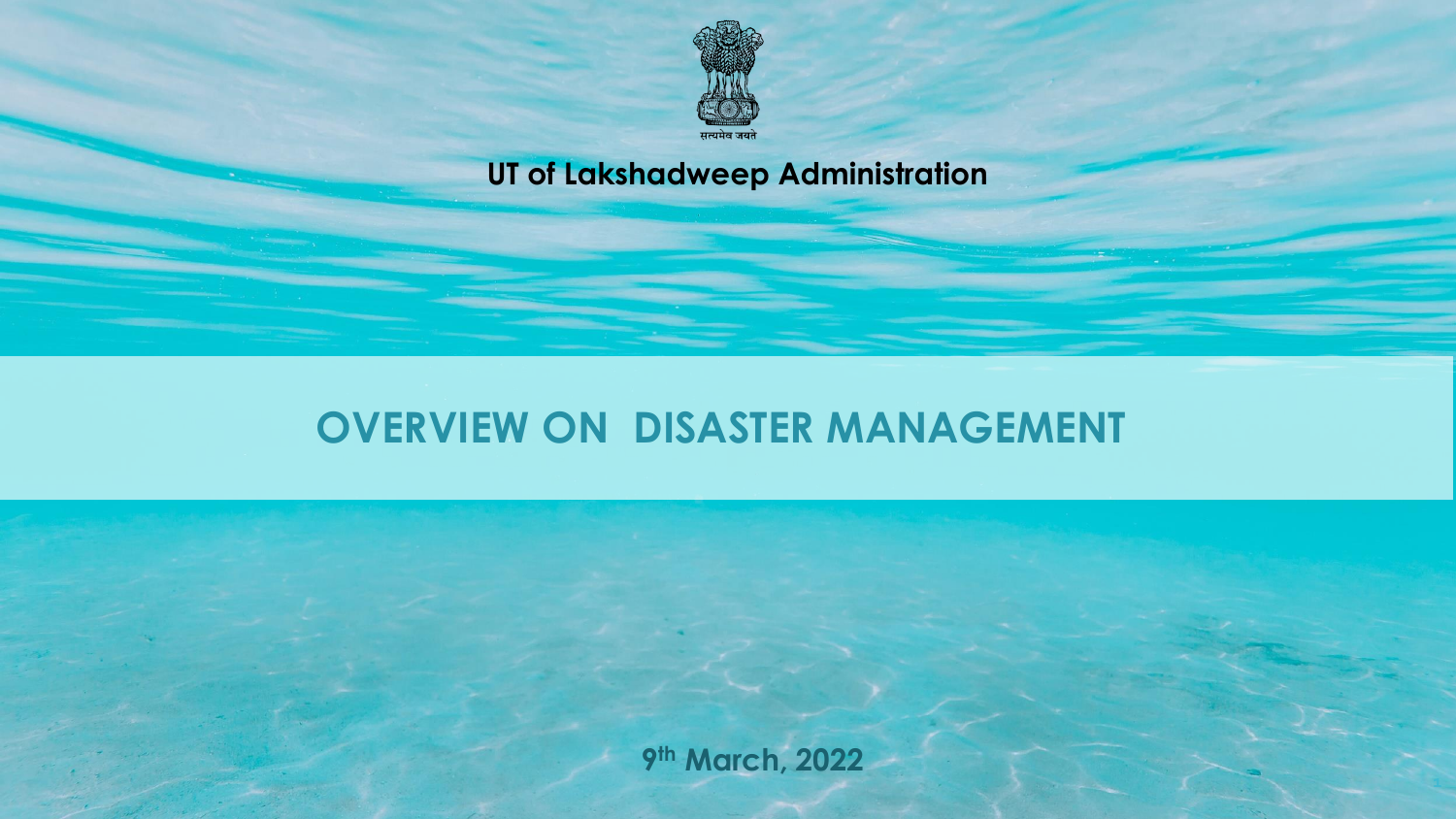UT of Lakshadweep Administration

# OVERVIEW ON DISASTER MANAGEMENT

9th March, 2022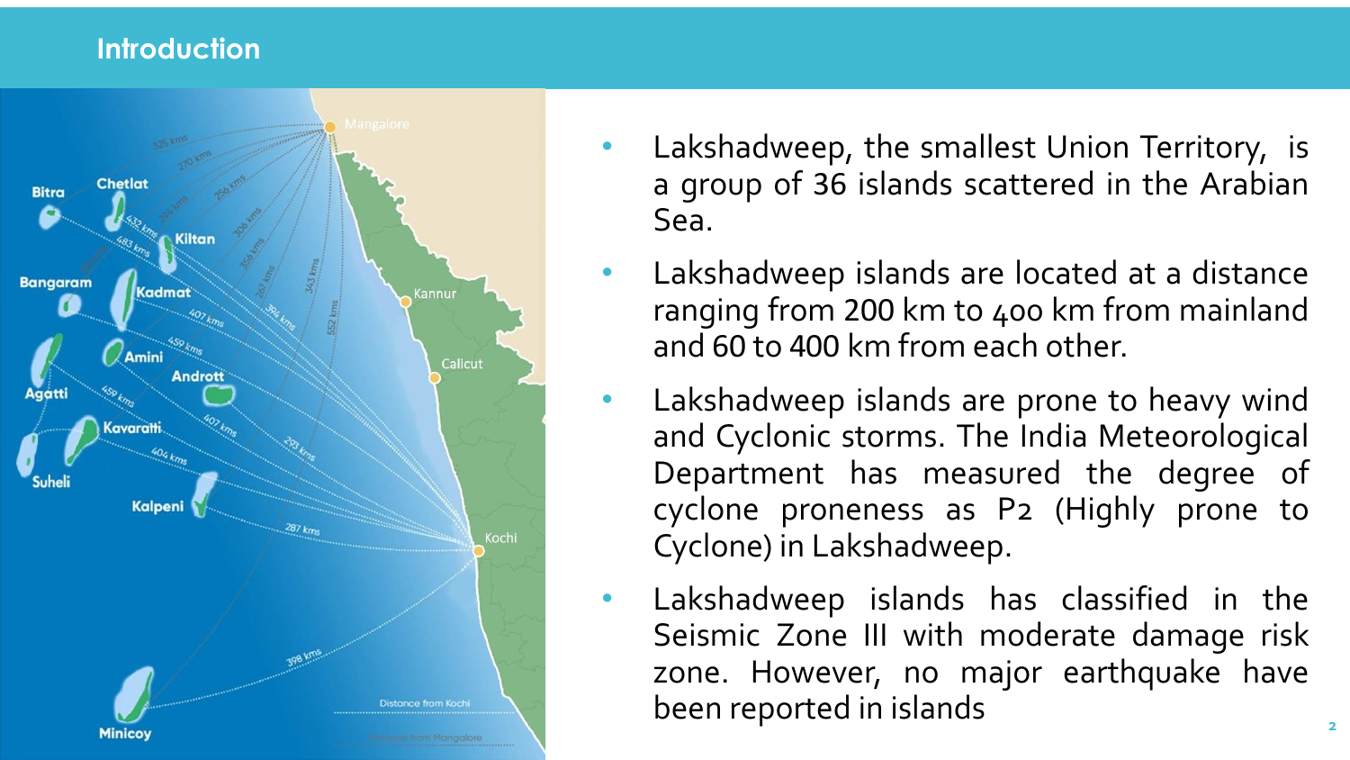# Introduction

- Lakshadweep, the smallest Union Territory, is a group of 36 islands scattered in the Arabian Sea.
- Lakshadweep islands are located at a distance ranging from 200 km to 400 km from mainland and 60 to 400 km from each other.
- Lakshadweep islands are prone to heavy wind and Cyclonic storms. The India Meteorological Department has measured the degree of cyclone proneness as P2 (Highly prone to Cyclone) in Lakshadweep.
- Lakshadweep islands has classified in the Seismic Zone III with moderate damage risk zone. However, no major earthquake have been reported in islands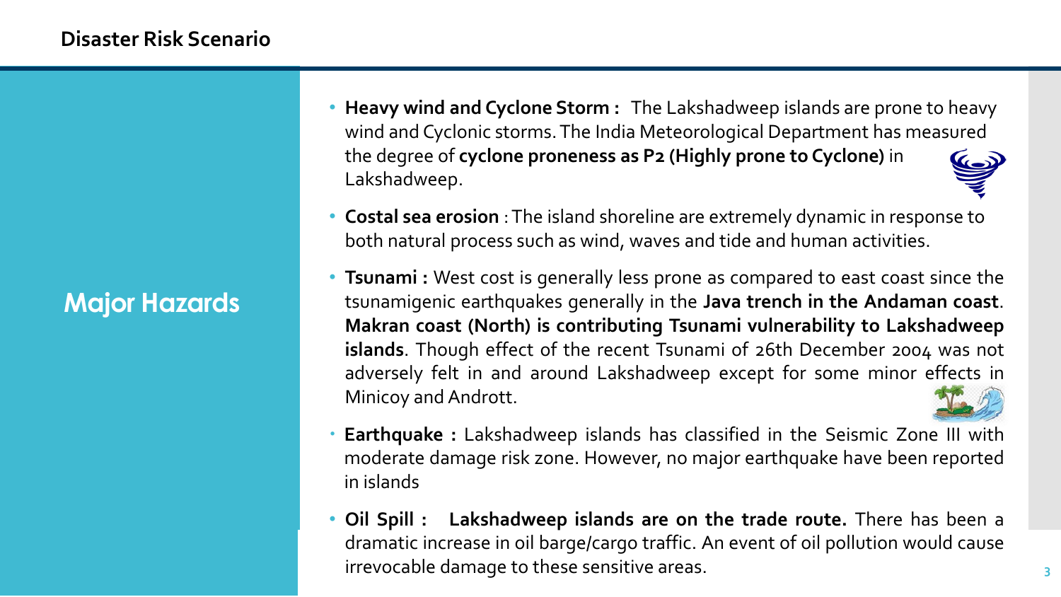# Disaster Risk Scenario

## Major Hazards

- **Heavy wind and Cyclone Storm :** The Lakshadweep islands are prone to heavy wind and Cyclonic storms. The India Meteorological Department has measured the degree of **cyclone proneness as P2 (Highly prone to Cyclone)** in Lakshadweep.
- **Costal sea erosion** : The island shoreline are extremely dynamic in response to both natural process such as wind, waves and tide and human activities.
- **Tsunami :** West cost is generally less prone as compared to east coast since the tsunamigenic earthquakes generally in the **Java trench in the Andaman coast**. **Makran coast (North) is contributing Tsunami vulnerability to Lakshadweep islands**. Though effect of the recent Tsunami of 26th December 2004 was not adversely felt in and around Lakshadweep except for some minor effects in Minicoy and Andrott.
- **Earthquake :** Lakshadweep islands has classified in the Seismic Zone III with moderate damage risk zone. However, no major earthquake have been reported in islands
- **Oil Spill : Lakshadweep islands are on the trade route.** There has been a dramatic increase in oil barge/cargo traffic. An event of oil pollution would cause irrevocable damage to these sensitive areas.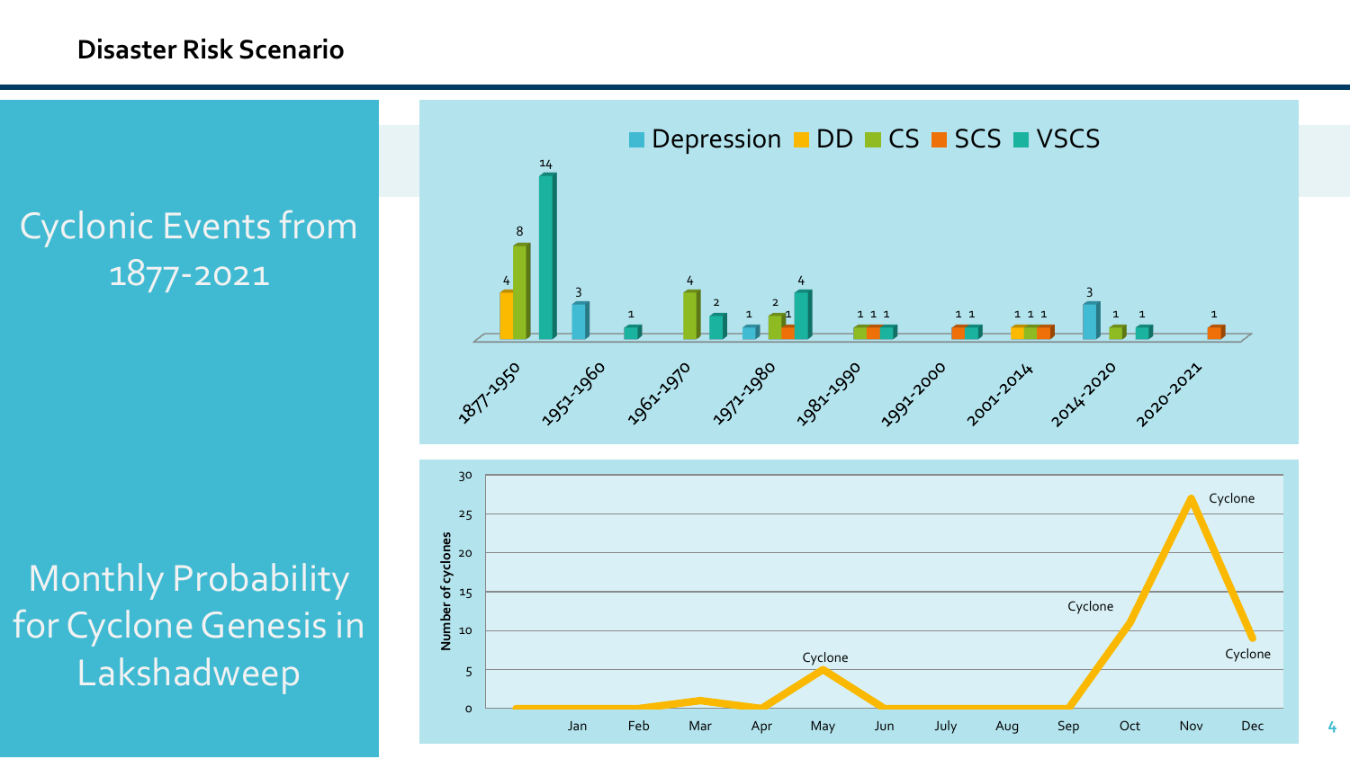## Disaster Risk Scenario

### Cyclonic Events from 1877-2021

| Period | Depression | DD | CS | SCS | VSCS |
|---|---|---|---|---|---|
| 1877-1950 | | 4 | 8 | | 14 |
| 1951-1960 | 3 | | | | 1 |
| 1961-1970 | | | 4 | | 2 |
| 1971-1980 | 1 | | 2 | 1 | 4 |
| 1981-1990 | | | 1 | 1 | 1 |
| 1991-2000 | | | | 1 | 1 |
| 2001-2014 | | 1 | 1 | 1 | |
| 2014-2020 | 3 | | 1 | | 1 |
| 2020-2021 | | | | 1 | |

### Monthly Probability for Cyclone Genesis in Lakshadweep

Number of cyclones

| Month | Jan | Feb | Mar | Apr | May | Jun | July | Aug | Sep | Oct | Nov | Dec |
|---|---|---|---|---|---|---|---|---|---|---|---|---|
| Cyclone | 0 | 0 | 1 | 0 | 5 | 0 | 0 | 0 | 0 | 11 | 27 | 9 |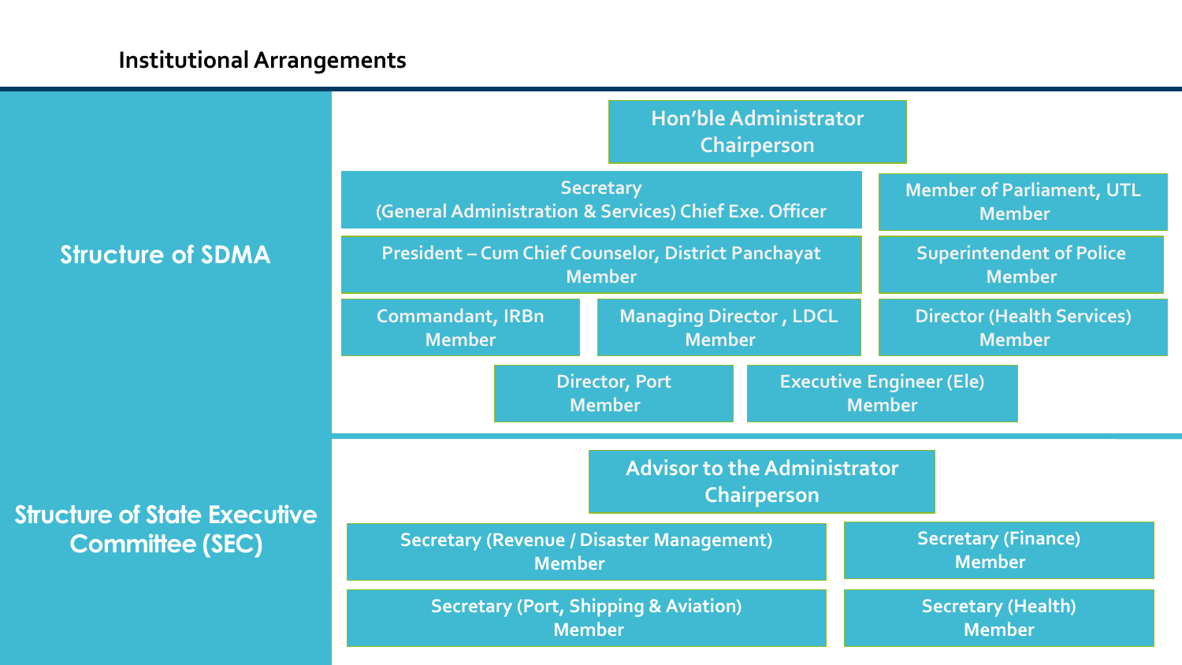## Institutional Arrangements

### Structure of SDMA

- **Hon'ble Administrator** – Chairperson
- **Secretary (General Administration & Services) Chief Exe. Officer**
- **Member of Parliament, UTL** – Member
- **President – Cum Chief Counselor, District Panchayat** – Member
- **Superintendent of Police** – Member
- **Commandant, IRBn** – Member
- **Managing Director , LDCL** – Member
- **Director (Health Services)** – Member
- **Director, Port** – Member
- **Executive Engineer (Ele)** – Member

### Structure of State Executive Committee (SEC)

- **Advisor to the Administrator** – Chairperson
- **Secretary (Revenue / Disaster Management)** – Member
- **Secretary (Finance)** – Member
- **Secretary (Port, Shipping & Aviation)** – Member
- **Secretary (Health)** – Member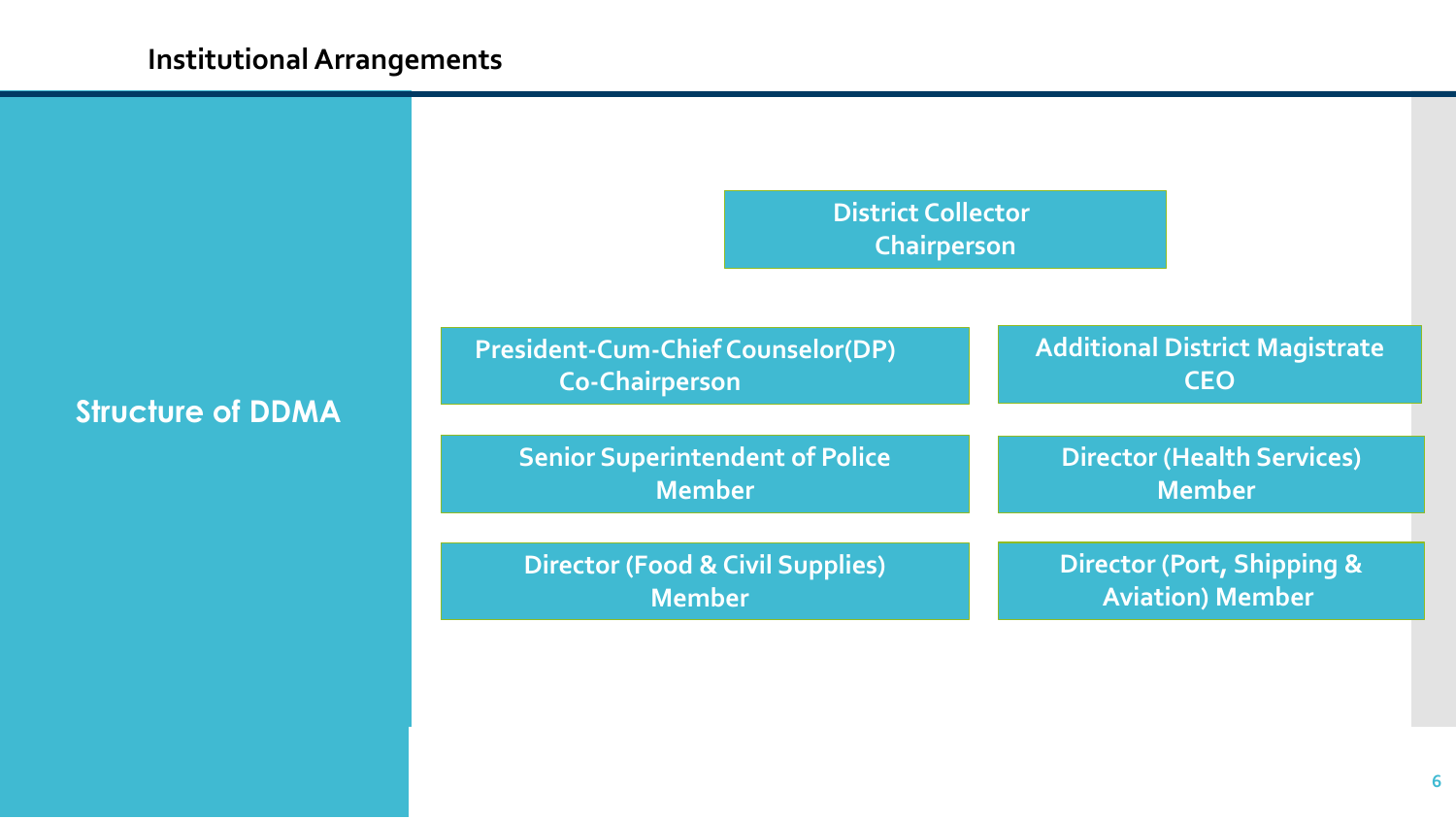## Institutional Arrangements

### Structure of DDMA

- **District Collector** – Chairperson
- **President-Cum-Chief Counselor(DP)** – Co-Chairperson
- **Additional District Magistrate** – CEO
- **Senior Superintendent of Police** – Member
- **Director (Health Services)** – Member
- **Director (Food & Civil Supplies)** – Member
- **Director (Port, Shipping & Aviation)** – Member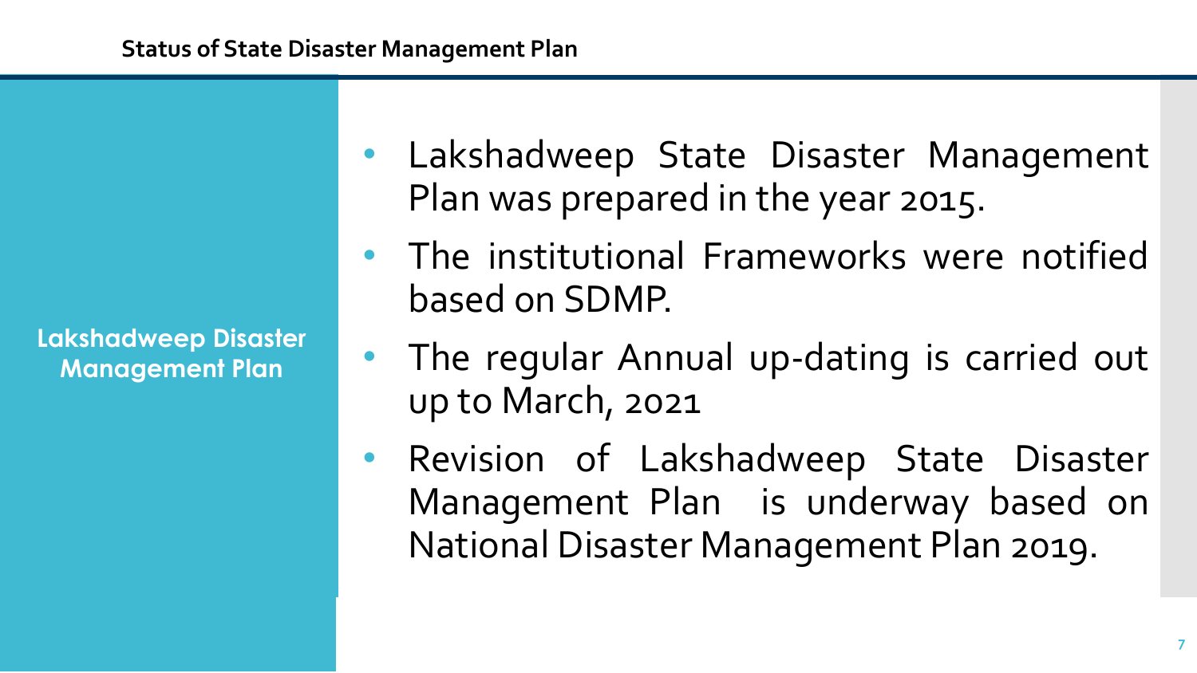## Status of State Disaster Management Plan

**Lakshadweep Disaster Management Plan**

- Lakshadweep State Disaster Management Plan was prepared in the year 2015.
- The institutional Frameworks were notified based on SDMP.
- The regular Annual up-dating is carried out up to March, 2021
- Revision of Lakshadweep State Disaster Management Plan is underway based on National Disaster Management Plan 2019.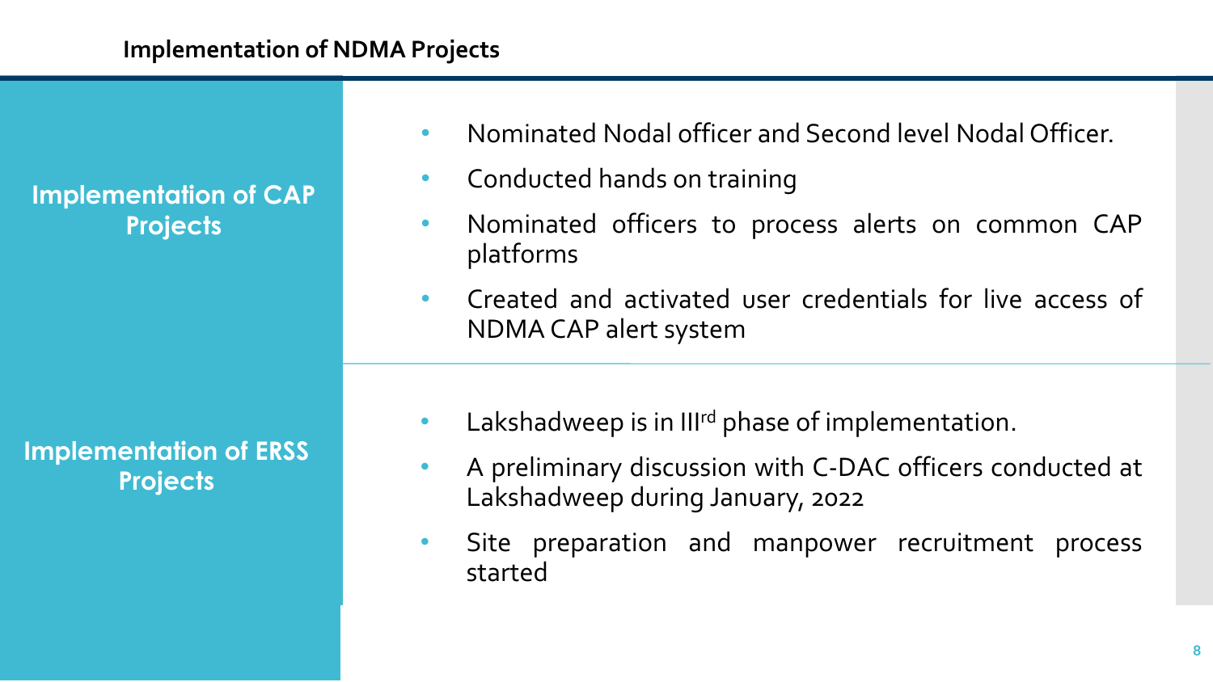## Implementation of NDMA Projects

### Implementation of CAP Projects

- Nominated Nodal officer and Second level Nodal Officer.
- Conducted hands on training
- Nominated officers to process alerts on common CAP platforms
- Created and activated user credentials for live access of NDMA CAP alert system

### Implementation of ERSS Projects

- Lakshadweep is in III$^{rd}$ phase of implementation.
- A preliminary discussion with C-DAC officers conducted at Lakshadweep during January, 2022
- Site preparation and manpower recruitment process started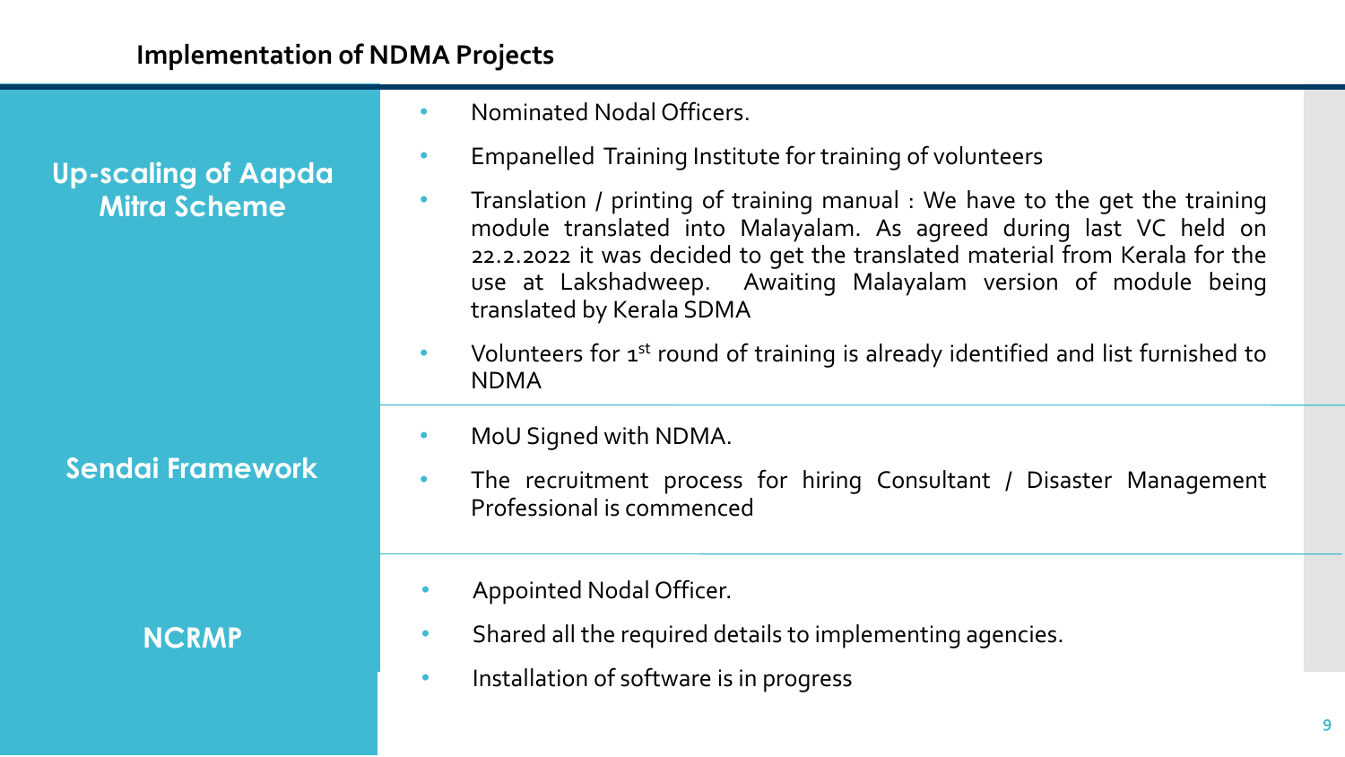## Implementation of NDMA Projects

| Project | Status |
| --- | --- |
| **Up-scaling of Aapda Mitra Scheme** | • Nominated Nodal Officers.<br>• Empanelled Training Institute for training of volunteers<br>• Translation / printing of training manual : We have to the get the training module translated into Malayalam. As agreed during last VC held on 22.2.2022 it was decided to get the translated material from Kerala for the use at Lakshadweep. Awaiting Malayalam version of module being translated by Kerala SDMA<br>• Volunteers for 1st round of training is already identified and list furnished to NDMA |
| **Sendai Framework** | • MoU Signed with NDMA.<br>• The recruitment process for hiring Consultant / Disaster Management Professional is commenced |
| **NCRMP** | • Appointed Nodal Officer.<br>• Shared all the required details to implementing agencies.<br>• Installation of software is in progress |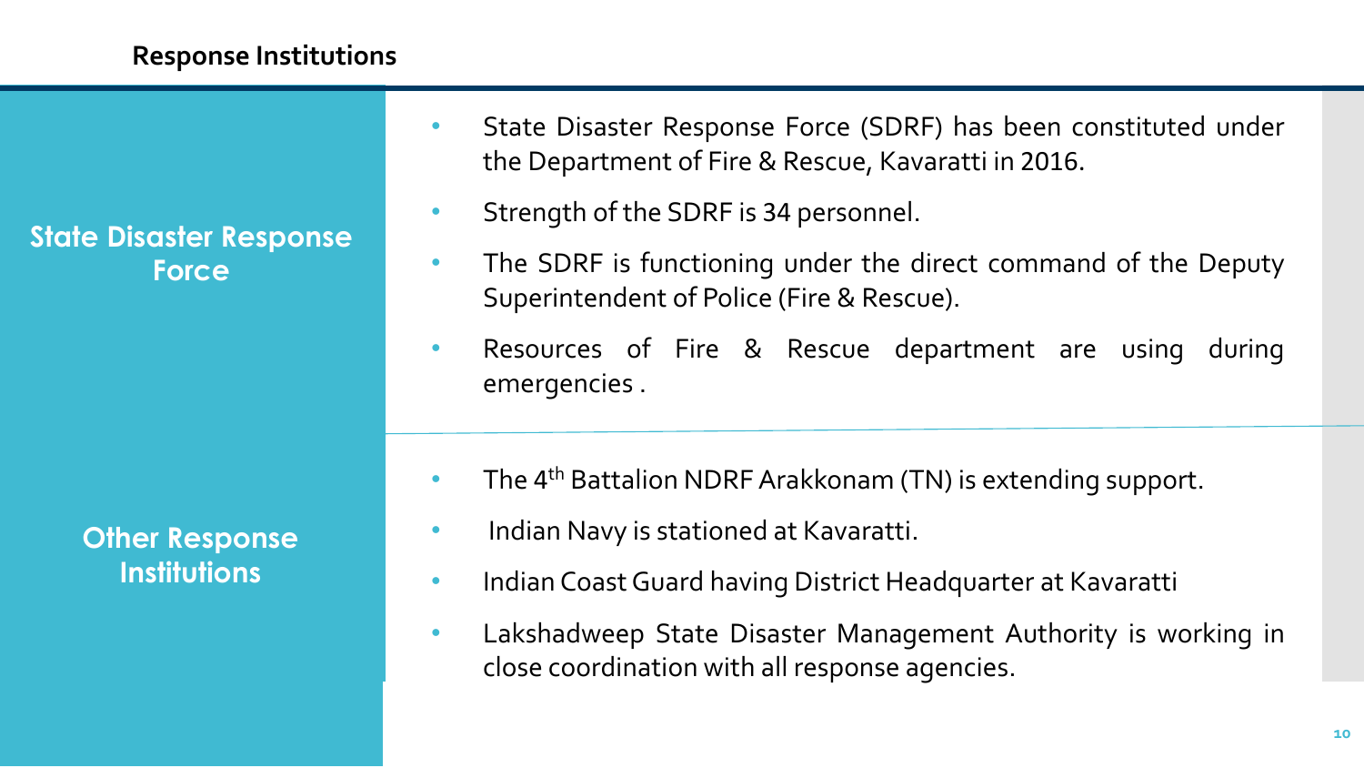## Response Institutions

### State Disaster Response Force

- State Disaster Response Force (SDRF) has been constituted under the Department of Fire & Rescue, Kavaratti in 2016.
- Strength of the SDRF is 34 personnel.
- The SDRF is functioning under the direct command of the Deputy Superintendent of Police (Fire & Rescue).
- Resources of Fire & Rescue department are using during emergencies .

### Other Response Institutions

- The 4th Battalion NDRF Arakkonam (TN) is extending support.
- Indian Navy is stationed at Kavaratti.
- Indian Coast Guard having District Headquarter at Kavaratti
- Lakshadweep State Disaster Management Authority is working in close coordination with all response agencies.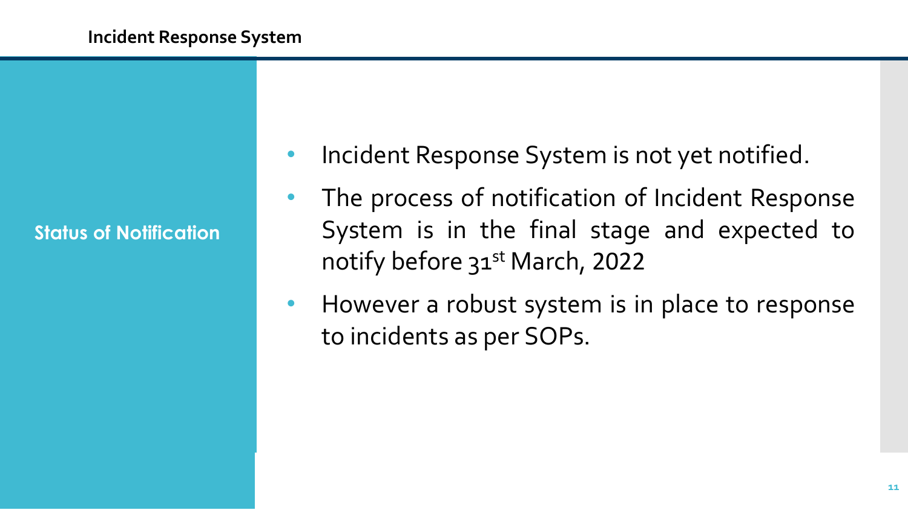## Incident Response System

**Status of Notification**

- Incident Response System is not yet notified.
- The process of notification of Incident Response System is in the final stage and expected to notify before 31st March, 2022
- However a robust system is in place to response to incidents as per SOPs.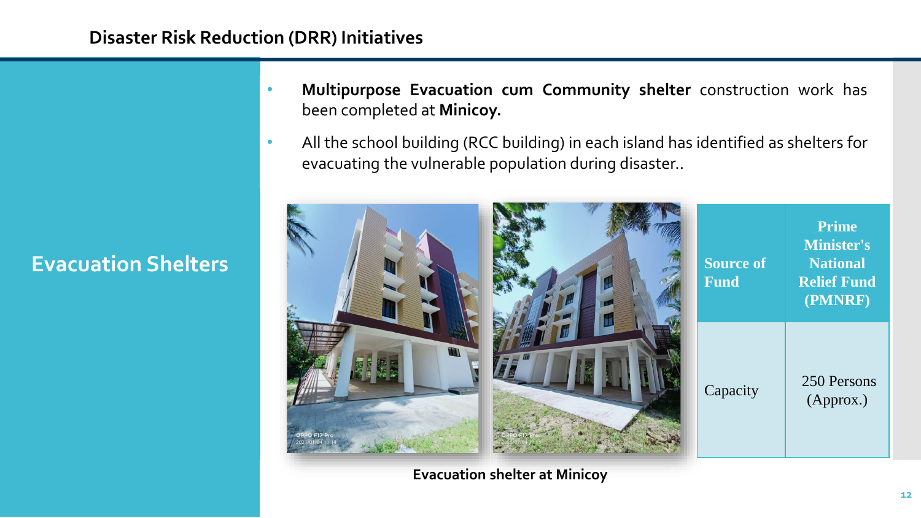## Disaster Risk Reduction (DRR) Initiatives

### Evacuation Shelters

- **Multipurpose Evacuation cum Community shelter** construction work has been completed at **Minicoy.**
- All the school building (RCC building) in each island has identified as shelters for evacuating the vulnerable population during disaster..

| **Source of Fund** | **Prime Minister's National Relief Fund (PMNRF)** |
|---|---|
| Capacity | 250 Persons (Approx.) |

**Evacuation shelter at Minicoy**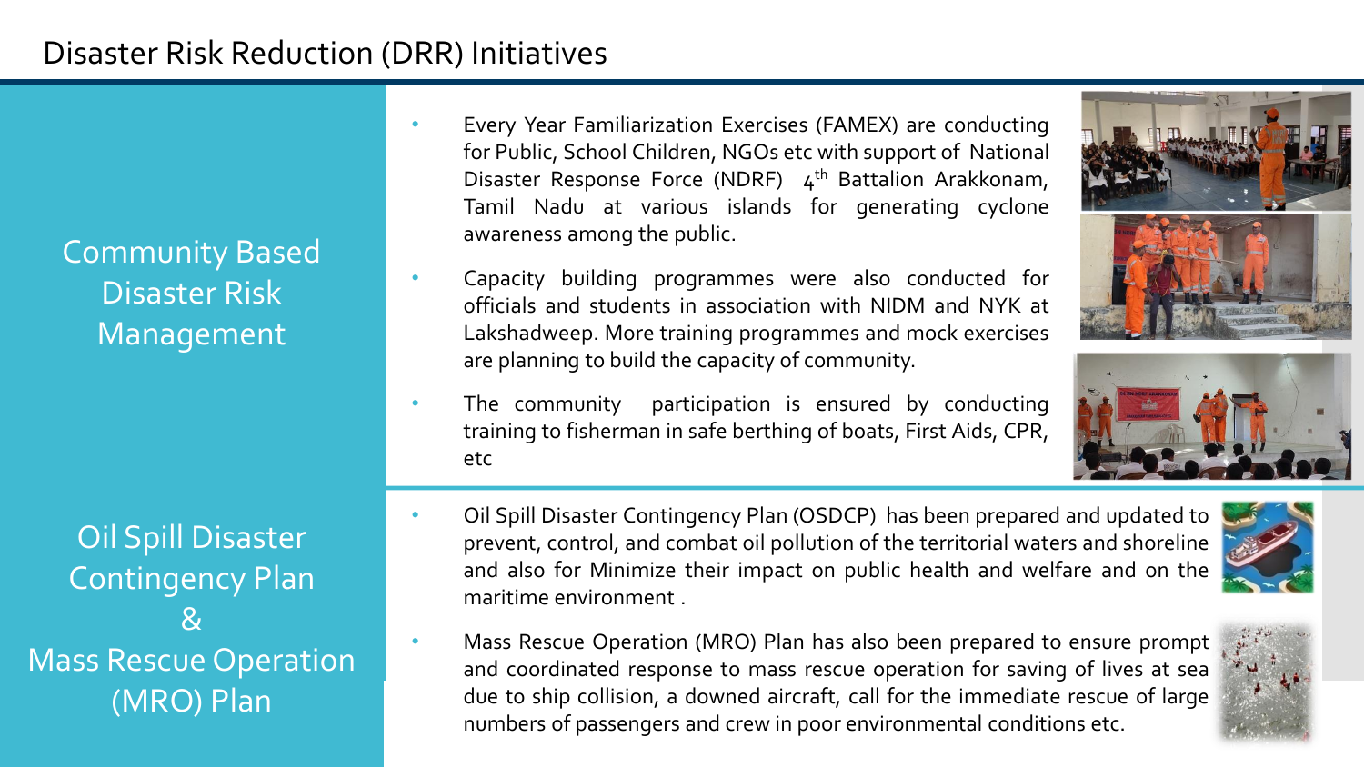# Disaster Risk Reduction (DRR) Initiatives

## Community Based Disaster Risk Management

- Every Year Familiarization Exercises (FAMEX) are conducting for Public, School Children, NGOs etc with support of National Disaster Response Force (NDRF) 4th Battalion Arakkonam, Tamil Nadu at various islands for generating cyclone awareness among the public.
- Capacity building programmes were also conducted for officials and students in association with NIDM and NYK at Lakshadweep. More training programmes and mock exercises are planning to build the capacity of community.
- The community participation is ensured by conducting training to fisherman in safe berthing of boats, First Aids, CPR, etc

## Oil Spill Disaster Contingency Plan & Mass Rescue Operation (MRO) Plan

- Oil Spill Disaster Contingency Plan (OSDCP) has been prepared and updated to prevent, control, and combat oil pollution of the territorial waters and shoreline and also for Minimize their impact on public health and welfare and on the maritime environment .
- Mass Rescue Operation (MRO) Plan has also been prepared to ensure prompt and coordinated response to mass rescue operation for saving of lives at sea due to ship collision, a downed aircraft, call for the immediate rescue of large numbers of passengers and crew in poor environmental conditions etc.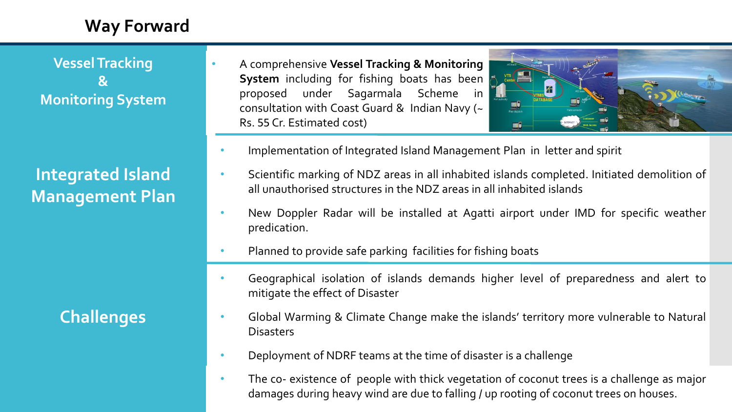# Way Forward

## Vessel Tracking & Monitoring System

- A comprehensive **Vessel Tracking & Monitoring System** including for fishing boats has been proposed under Sagarmala Scheme in consultation with Coast Guard & Indian Navy (~ Rs. 55 Cr. Estimated cost)

## Integrated Island Management Plan

- Implementation of Integrated Island Management Plan in letter and spirit
- Scientific marking of NDZ areas in all inhabited islands completed. Initiated demolition of all unauthorised structures in the NDZ areas in all inhabited islands
- New Doppler Radar will be installed at Agatti airport under IMD for specific weather predication.
- Planned to provide safe parking facilities for fishing boats

## Challenges

- Geographical isolation of islands demands higher level of preparedness and alert to mitigate the effect of Disaster
- Global Warming & Climate Change make the islands' territory more vulnerable to Natural Disasters
- Deployment of NDRF teams at the time of disaster is a challenge
- The co- existence of people with thick vegetation of coconut trees is a challenge as major damages during heavy wind are due to falling / up rooting of coconut trees on houses.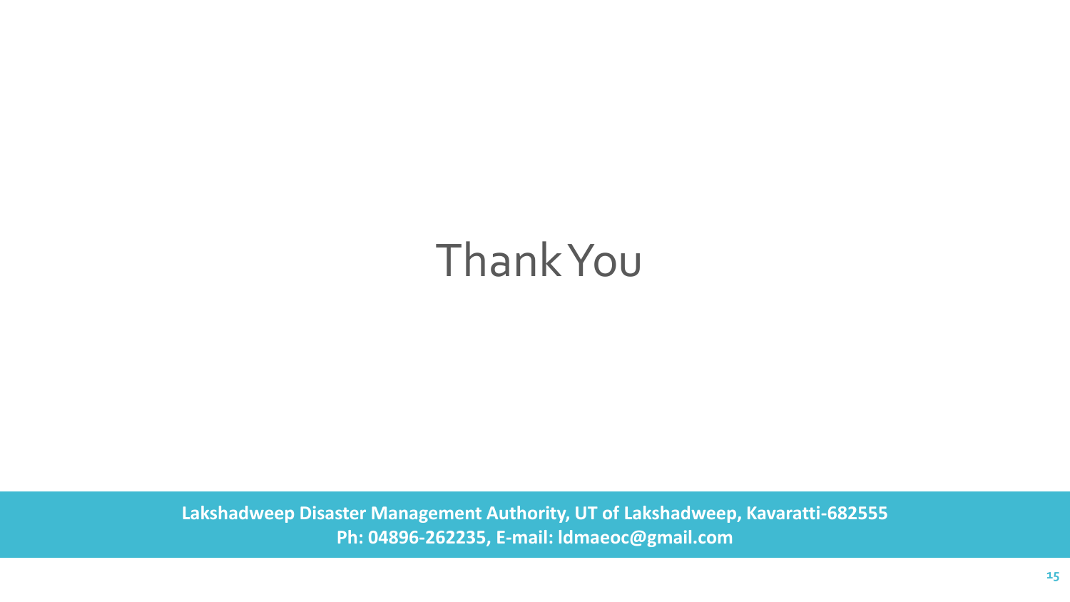# Thank You

**Lakshadweep Disaster Management Authority, UT of Lakshadweep, Kavaratti-682555**
**Ph: 04896-262235, E-mail: ldmaeoc@gmail.com**